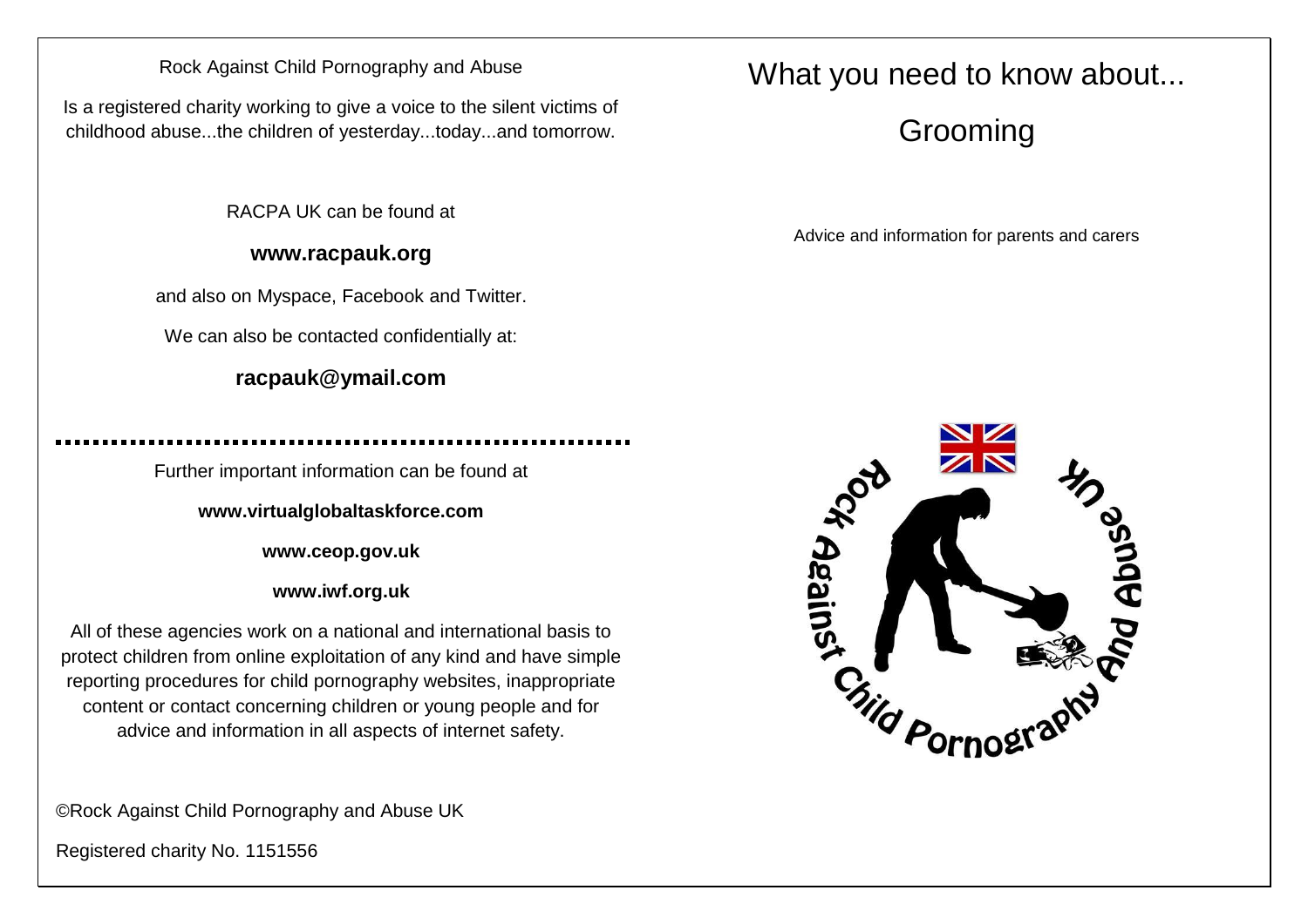Rock Against Child Pornography and Abuse

Is a registered charity working to give a voice to the silent victims of childhood abuse...the children of yesterday...today...and tomorrow.

RACPA UK can be found at

**www.racpauk.org**

and also on Myspace, Facebook and Twitter.

We can also be contacted confidentially at:

**racpauk@ymail.com**

---

Further important information can be found at

**www.virtualglobaltaskforce.com**

**www.ceop.gov.uk**

**www.iwf.org.uk**

All of these agencies work on a national and international basis to protect children from online exploitation of any kind and have simple reporting procedures for child pornography websites, inappropriate content or contact concerning children or young people and for advice and information in all aspects of internet safety.

©Rock Against Child Pornography and Abuse UK

Registered charity No. 1151556

# What you need to know about...

# Grooming

Advice and information for parents and carers

Rock Against Child Pornography And Abuse UK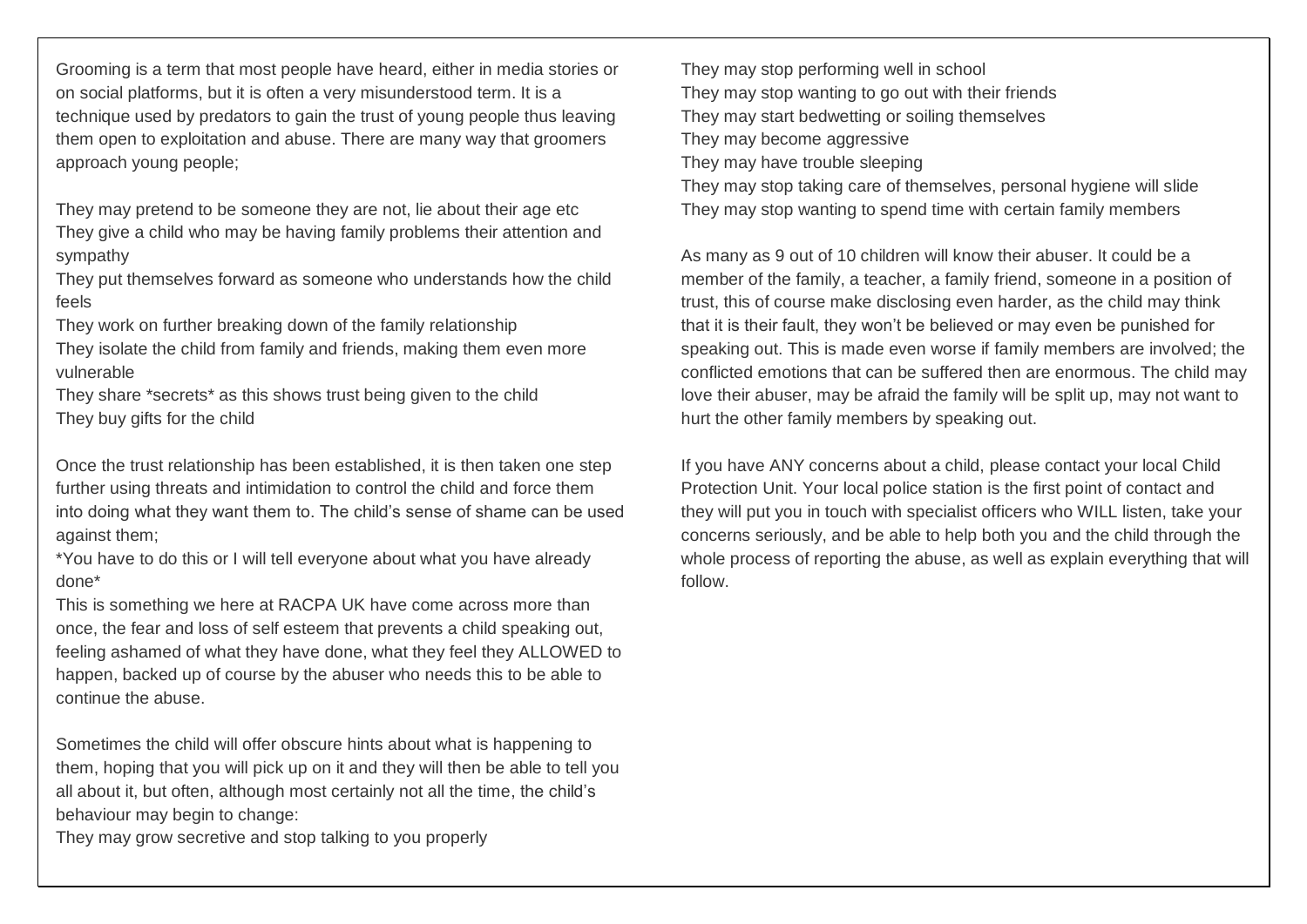Grooming is a term that most people have heard, either in media stories or on social platforms, but it is often a very misunderstood term. It is a technique used by predators to gain the trust of young people thus leaving them open to exploitation and abuse. There are many way that groomers approach young people;

They may pretend to be someone they are not, lie about their age etc
They give a child who may be having family problems their attention and sympathy
They put themselves forward as someone who understands how the child feels
They work on further breaking down of the family relationship
They isolate the child from family and friends, making them even more vulnerable
They share *secrets* as this shows trust being given to the child
They buy gifts for the child

Once the trust relationship has been established, it is then taken one step further using threats and intimidation to control the child and force them into doing what they want them to. The child's sense of shame can be used against them;
*You have to do this or I will tell everyone about what you have already done*
This is something we here at RACPA UK have come across more than once, the fear and loss of self esteem that prevents a child speaking out, feeling ashamed of what they have done, what they feel they ALLOWED to happen, backed up of course by the abuser who needs this to be able to continue the abuse.

Sometimes the child will offer obscure hints about what is happening to them, hoping that you will pick up on it and they will then be able to tell you all about it, but often, although most certainly not all the time, the child's behaviour may begin to change:
They may grow secretive and stop talking to you properly
They may stop performing well in school
They may stop wanting to go out with their friends
They may start bedwetting or soiling themselves
They may become aggressive
They may have trouble sleeping
They may stop taking care of themselves, personal hygiene will slide
They may stop wanting to spend time with certain family members

As many as 9 out of 10 children will know their abuser. It could be a member of the family, a teacher, a family friend, someone in a position of trust, this of course make disclosing even harder, as the child may think that it is their fault, they won't be believed or may even be punished for speaking out. This is made even worse if family members are involved; the conflicted emotions that can be suffered then are enormous. The child may love their abuser, may be afraid the family will be split up, may not want to hurt the other family members by speaking out.

If you have ANY concerns about a child, please contact your local Child Protection Unit. Your local police station is the first point of contact and they will put you in touch with specialist officers who WILL listen, take your concerns seriously, and be able to help both you and the child through the whole process of reporting the abuse, as well as explain everything that will follow.